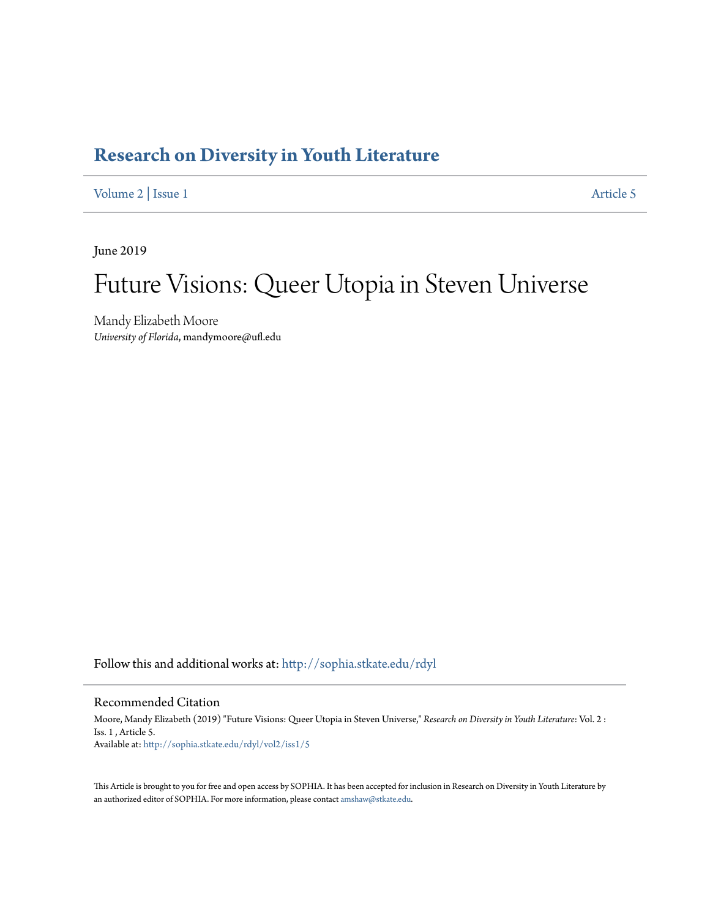# Research on Diversity in Youth Literature

Volume 2 | Issue 1 Article 5

June 2019

## Future Visions: Queer Utopia in Steven Universe

Mandy Elizabeth Moore
*University of Florida*, mandymoore@ufl.edu

Follow this and additional works at: http://sophia.stkate.edu/rdyl

### Recommended Citation

Moore, Mandy Elizabeth (2019) "Future Visions: Queer Utopia in Steven Universe," *Research on Diversity in Youth Literature*: Vol. 2 : Iss. 1 , Article 5.
Available at: http://sophia.stkate.edu/rdyl/vol2/iss1/5

This Article is brought to you for free and open access by SOPHIA. It has been accepted for inclusion in Research on Diversity in Youth Literature by an authorized editor of SOPHIA. For more information, please contact amshaw@stkate.edu.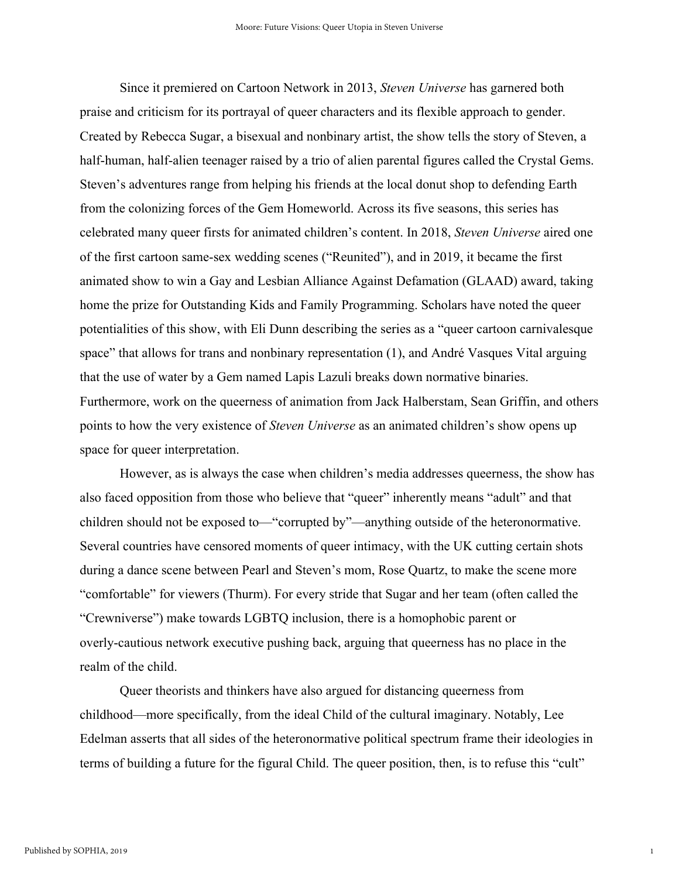Since it premiered on Cartoon Network in 2013, *Steven Universe* has garnered both praise and criticism for its portrayal of queer characters and its flexible approach to gender. Created by Rebecca Sugar, a bisexual and nonbinary artist, the show tells the story of Steven, a half-human, half-alien teenager raised by a trio of alien parental figures called the Crystal Gems. Steven's adventures range from helping his friends at the local donut shop to defending Earth from the colonizing forces of the Gem Homeworld. Across its five seasons, this series has celebrated many queer firsts for animated children's content. In 2018, *Steven Universe* aired one of the first cartoon same-sex wedding scenes ("Reunited"), and in 2019, it became the first animated show to win a Gay and Lesbian Alliance Against Defamation (GLAAD) award, taking home the prize for Outstanding Kids and Family Programming. Scholars have noted the queer potentialities of this show, with Eli Dunn describing the series as a "queer cartoon carnivalesque space" that allows for trans and nonbinary representation (1), and André Vasques Vital arguing that the use of water by a Gem named Lapis Lazuli breaks down normative binaries. Furthermore, work on the queerness of animation from Jack Halberstam, Sean Griffin, and others points to how the very existence of *Steven Universe* as an animated children's show opens up space for queer interpretation.

However, as is always the case when children's media addresses queerness, the show has also faced opposition from those who believe that "queer" inherently means "adult" and that children should not be exposed to—"corrupted by"—anything outside of the heteronormative. Several countries have censored moments of queer intimacy, with the UK cutting certain shots during a dance scene between Pearl and Steven's mom, Rose Quartz, to make the scene more "comfortable" for viewers (Thurm). For every stride that Sugar and her team (often called the "Crewniverse") make towards LGBTQ inclusion, there is a homophobic parent or overly-cautious network executive pushing back, arguing that queerness has no place in the realm of the child.

Queer theorists and thinkers have also argued for distancing queerness from childhood—more specifically, from the ideal Child of the cultural imaginary. Notably, Lee Edelman asserts that all sides of the heteronormative political spectrum frame their ideologies in terms of building a future for the figural Child. The queer position, then, is to refuse this "cult"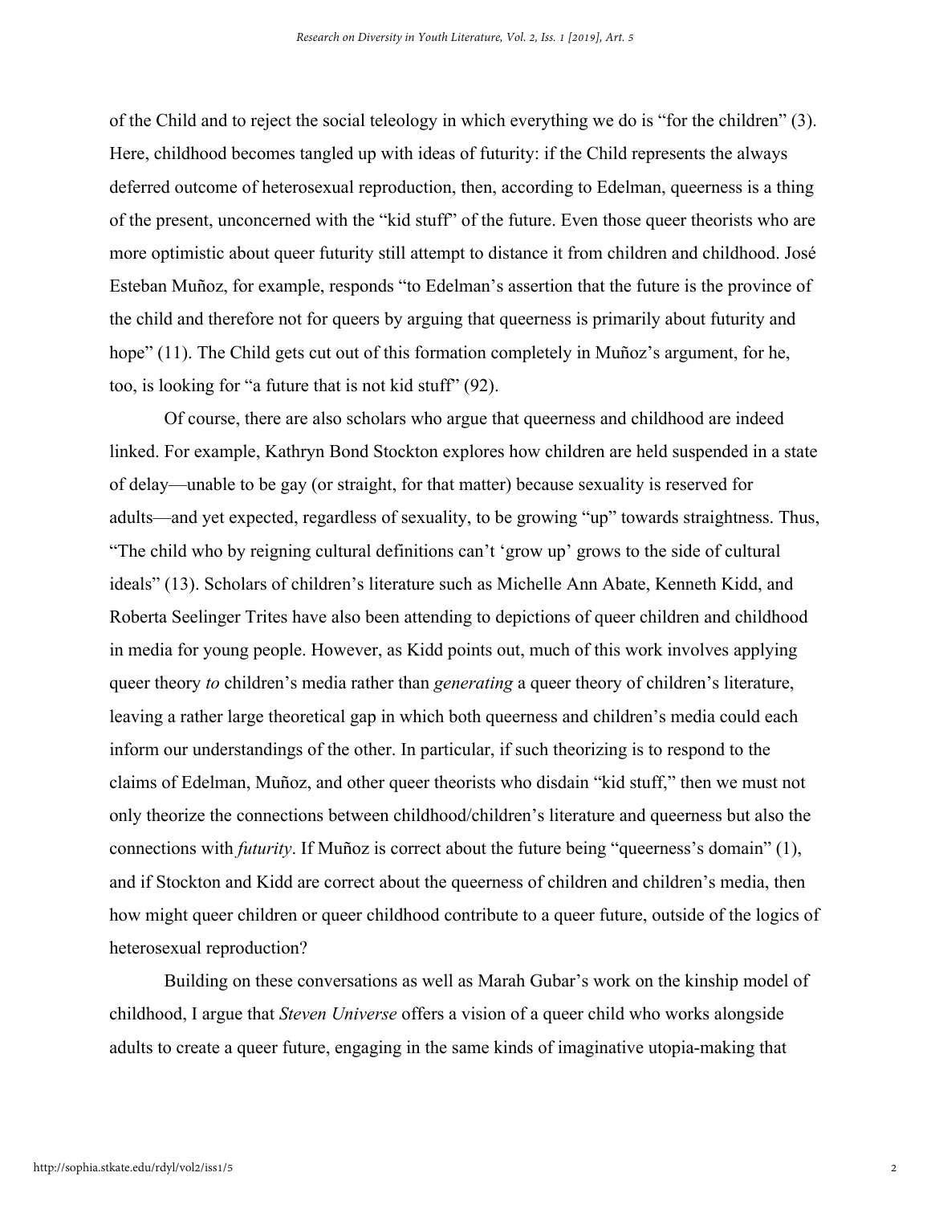of the Child and to reject the social teleology in which everything we do is "for the children" (3). Here, childhood becomes tangled up with ideas of futurity: if the Child represents the always deferred outcome of heterosexual reproduction, then, according to Edelman, queerness is a thing of the present, unconcerned with the "kid stuff" of the future. Even those queer theorists who are more optimistic about queer futurity still attempt to distance it from children and childhood. José Esteban Muñoz, for example, responds "to Edelman's assertion that the future is the province of the child and therefore not for queers by arguing that queerness is primarily about futurity and hope" (11). The Child gets cut out of this formation completely in Muñoz's argument, for he, too, is looking for "a future that is not kid stuff" (92).

Of course, there are also scholars who argue that queerness and childhood are indeed linked. For example, Kathryn Bond Stockton explores how children are held suspended in a state of delay—unable to be gay (or straight, for that matter) because sexuality is reserved for adults—and yet expected, regardless of sexuality, to be growing "up" towards straightness. Thus, "The child who by reigning cultural definitions can't 'grow up' grows to the side of cultural ideals" (13). Scholars of children's literature such as Michelle Ann Abate, Kenneth Kidd, and Roberta Seelinger Trites have also been attending to depictions of queer children and childhood in media for young people. However, as Kidd points out, much of this work involves applying queer theory *to* children's media rather than *generating* a queer theory of children's literature, leaving a rather large theoretical gap in which both queerness and children's media could each inform our understandings of the other. In particular, if such theorizing is to respond to the claims of Edelman, Muñoz, and other queer theorists who disdain "kid stuff," then we must not only theorize the connections between childhood/children's literature and queerness but also the connections with *futurity*. If Muñoz is correct about the future being "queerness's domain" (1), and if Stockton and Kidd are correct about the queerness of children and children's media, then how might queer children or queer childhood contribute to a queer future, outside of the logics of heterosexual reproduction?

Building on these conversations as well as Marah Gubar's work on the kinship model of childhood, I argue that *Steven Universe* offers a vision of a queer child who works alongside adults to create a queer future, engaging in the same kinds of imaginative utopia-making that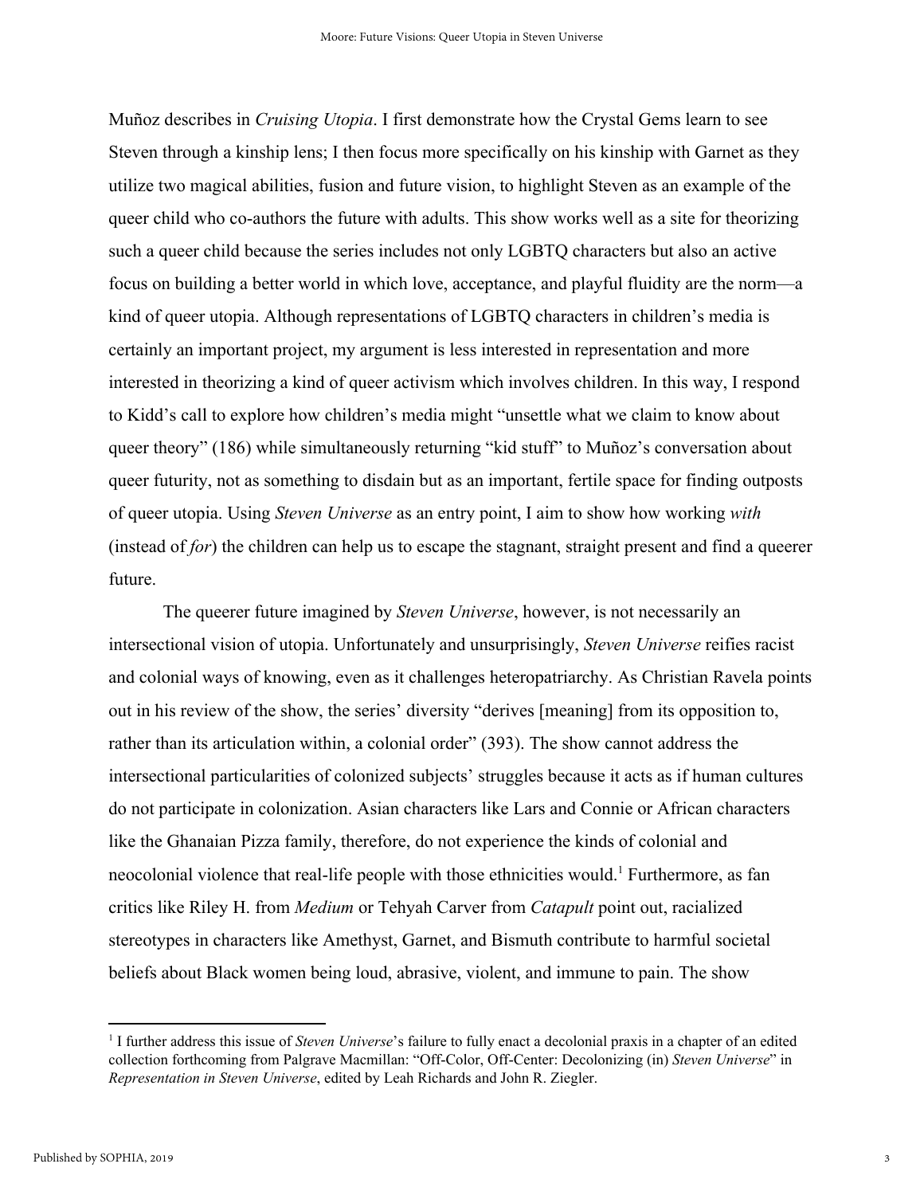Muñoz describes in *Cruising Utopia*. I first demonstrate how the Crystal Gems learn to see Steven through a kinship lens; I then focus more specifically on his kinship with Garnet as they utilize two magical abilities, fusion and future vision, to highlight Steven as an example of the queer child who co-authors the future with adults. This show works well as a site for theorizing such a queer child because the series includes not only LGBTQ characters but also an active focus on building a better world in which love, acceptance, and playful fluidity are the norm—a kind of queer utopia. Although representations of LGBTQ characters in children's media is certainly an important project, my argument is less interested in representation and more interested in theorizing a kind of queer activism which involves children. In this way, I respond to Kidd's call to explore how children's media might "unsettle what we claim to know about queer theory" (186) while simultaneously returning "kid stuff" to Muñoz's conversation about queer futurity, not as something to disdain but as an important, fertile space for finding outposts of queer utopia. Using *Steven Universe* as an entry point, I aim to show how working *with* (instead of *for*) the children can help us to escape the stagnant, straight present and find a queerer future.

The queerer future imagined by *Steven Universe*, however, is not necessarily an intersectional vision of utopia. Unfortunately and unsurprisingly, *Steven Universe* reifies racist and colonial ways of knowing, even as it challenges heteropatriarchy. As Christian Ravela points out in his review of the show, the series' diversity "derives [meaning] from its opposition to, rather than its articulation within, a colonial order" (393). The show cannot address the intersectional particularities of colonized subjects' struggles because it acts as if human cultures do not participate in colonization. Asian characters like Lars and Connie or African characters like the Ghanaian Pizza family, therefore, do not experience the kinds of colonial and neocolonial violence that real-life people with those ethnicities would.[1] Furthermore, as fan critics like Riley H. from *Medium* or Tehyah Carver from *Catapult* point out, racialized stereotypes in characters like Amethyst, Garnet, and Bismuth contribute to harmful societal beliefs about Black women being loud, abrasive, violent, and immune to pain. The show

[1] I further address this issue of *Steven Universe*'s failure to fully enact a decolonial praxis in a chapter of an edited collection forthcoming from Palgrave Macmillan: "Off-Color, Off-Center: Decolonizing (in) *Steven Universe*" in *Representation in Steven Universe*, edited by Leah Richards and John R. Ziegler.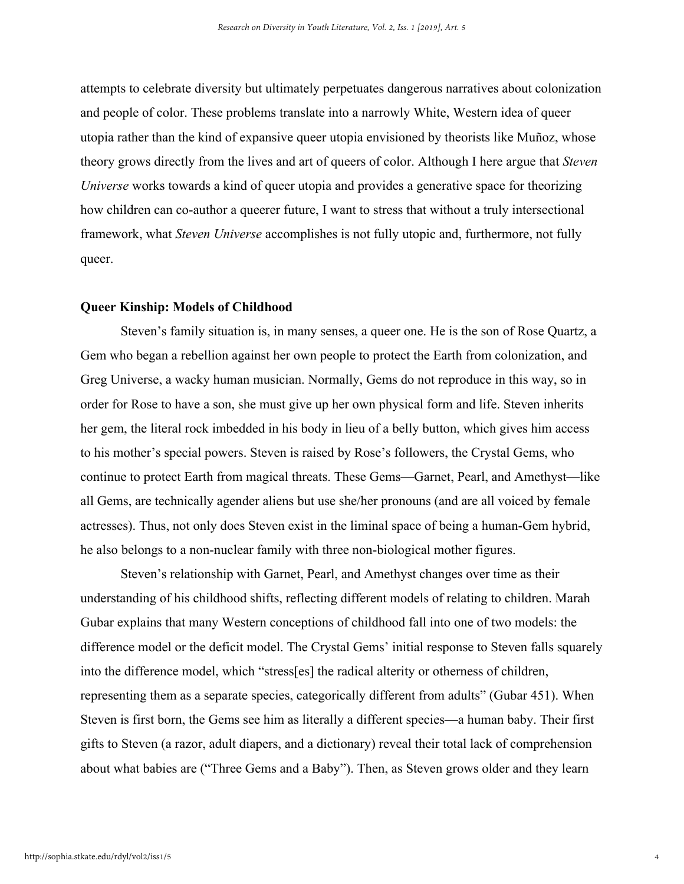attempts to celebrate diversity but ultimately perpetuates dangerous narratives about colonization and people of color. These problems translate into a narrowly White, Western idea of queer utopia rather than the kind of expansive queer utopia envisioned by theorists like Muñoz, whose theory grows directly from the lives and art of queers of color. Although I here argue that *Steven Universe* works towards a kind of queer utopia and provides a generative space for theorizing how children can co-author a queerer future, I want to stress that without a truly intersectional framework, what *Steven Universe* accomplishes is not fully utopic and, furthermore, not fully queer.

## Queer Kinship: Models of Childhood

Steven's family situation is, in many senses, a queer one. He is the son of Rose Quartz, a Gem who began a rebellion against her own people to protect the Earth from colonization, and Greg Universe, a wacky human musician. Normally, Gems do not reproduce in this way, so in order for Rose to have a son, she must give up her own physical form and life. Steven inherits her gem, the literal rock imbedded in his body in lieu of a belly button, which gives him access to his mother's special powers. Steven is raised by Rose's followers, the Crystal Gems, who continue to protect Earth from magical threats. These Gems—Garnet, Pearl, and Amethyst—like all Gems, are technically agender aliens but use she/her pronouns (and are all voiced by female actresses). Thus, not only does Steven exist in the liminal space of being a human-Gem hybrid, he also belongs to a non-nuclear family with three non-biological mother figures.

Steven's relationship with Garnet, Pearl, and Amethyst changes over time as their understanding of his childhood shifts, reflecting different models of relating to children. Marah Gubar explains that many Western conceptions of childhood fall into one of two models: the difference model or the deficit model. The Crystal Gems' initial response to Steven falls squarely into the difference model, which "stress[es] the radical alterity or otherness of children, representing them as a separate species, categorically different from adults" (Gubar 451). When Steven is first born, the Gems see him as literally a different species—a human baby. Their first gifts to Steven (a razor, adult diapers, and a dictionary) reveal their total lack of comprehension about what babies are ("Three Gems and a Baby"). Then, as Steven grows older and they learn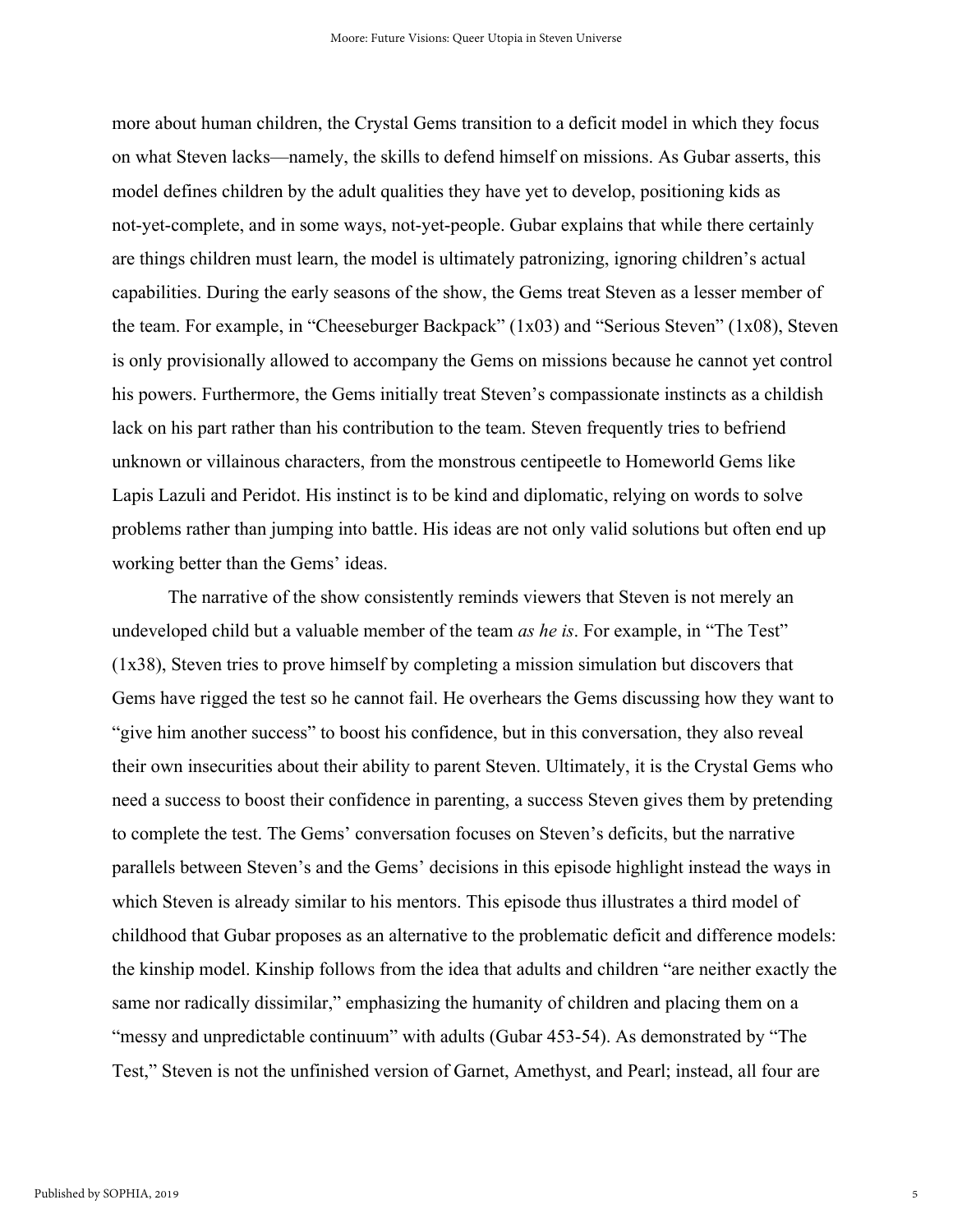more about human children, the Crystal Gems transition to a deficit model in which they focus on what Steven lacks—namely, the skills to defend himself on missions. As Gubar asserts, this model defines children by the adult qualities they have yet to develop, positioning kids as not-yet-complete, and in some ways, not-yet-people. Gubar explains that while there certainly are things children must learn, the model is ultimately patronizing, ignoring children's actual capabilities. During the early seasons of the show, the Gems treat Steven as a lesser member of the team. For example, in "Cheeseburger Backpack" (1x03) and "Serious Steven" (1x08), Steven is only provisionally allowed to accompany the Gems on missions because he cannot yet control his powers. Furthermore, the Gems initially treat Steven's compassionate instincts as a childish lack on his part rather than his contribution to the team. Steven frequently tries to befriend unknown or villainous characters, from the monstrous centipeetle to Homeworld Gems like Lapis Lazuli and Peridot. His instinct is to be kind and diplomatic, relying on words to solve problems rather than jumping into battle. His ideas are not only valid solutions but often end up working better than the Gems' ideas.

The narrative of the show consistently reminds viewers that Steven is not merely an undeveloped child but a valuable member of the team *as he is*. For example, in "The Test" (1x38), Steven tries to prove himself by completing a mission simulation but discovers that Gems have rigged the test so he cannot fail. He overhears the Gems discussing how they want to "give him another success" to boost his confidence, but in this conversation, they also reveal their own insecurities about their ability to parent Steven. Ultimately, it is the Crystal Gems who need a success to boost their confidence in parenting, a success Steven gives them by pretending to complete the test. The Gems' conversation focuses on Steven's deficits, but the narrative parallels between Steven's and the Gems' decisions in this episode highlight instead the ways in which Steven is already similar to his mentors. This episode thus illustrates a third model of childhood that Gubar proposes as an alternative to the problematic deficit and difference models: the kinship model. Kinship follows from the idea that adults and children "are neither exactly the same nor radically dissimilar," emphasizing the humanity of children and placing them on a "messy and unpredictable continuum" with adults (Gubar 453-54). As demonstrated by "The Test," Steven is not the unfinished version of Garnet, Amethyst, and Pearl; instead, all four are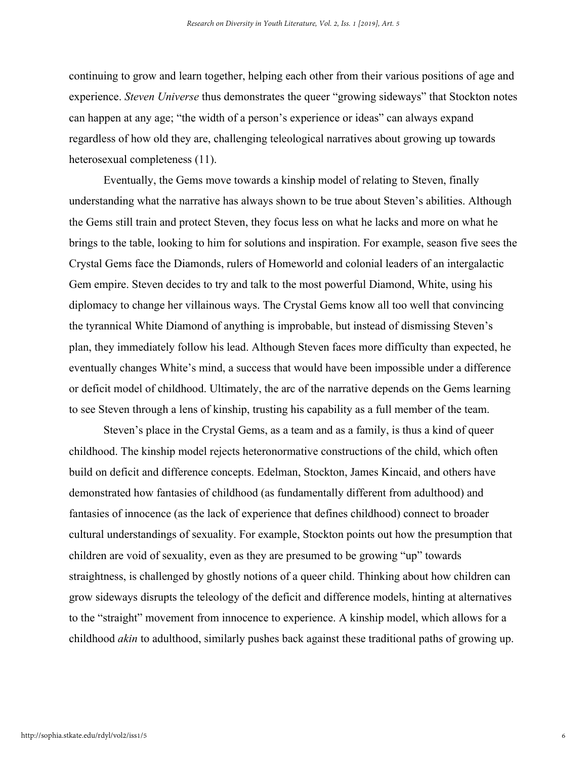continuing to grow and learn together, helping each other from their various positions of age and experience. *Steven Universe* thus demonstrates the queer "growing sideways" that Stockton notes can happen at any age; "the width of a person's experience or ideas" can always expand regardless of how old they are, challenging teleological narratives about growing up towards heterosexual completeness (11).

Eventually, the Gems move towards a kinship model of relating to Steven, finally understanding what the narrative has always shown to be true about Steven's abilities. Although the Gems still train and protect Steven, they focus less on what he lacks and more on what he brings to the table, looking to him for solutions and inspiration. For example, season five sees the Crystal Gems face the Diamonds, rulers of Homeworld and colonial leaders of an intergalactic Gem empire. Steven decides to try and talk to the most powerful Diamond, White, using his diplomacy to change her villainous ways. The Crystal Gems know all too well that convincing the tyrannical White Diamond of anything is improbable, but instead of dismissing Steven's plan, they immediately follow his lead. Although Steven faces more difficulty than expected, he eventually changes White's mind, a success that would have been impossible under a difference or deficit model of childhood. Ultimately, the arc of the narrative depends on the Gems learning to see Steven through a lens of kinship, trusting his capability as a full member of the team.

Steven's place in the Crystal Gems, as a team and as a family, is thus a kind of queer childhood. The kinship model rejects heteronormative constructions of the child, which often build on deficit and difference concepts. Edelman, Stockton, James Kincaid, and others have demonstrated how fantasies of childhood (as fundamentally different from adulthood) and fantasies of innocence (as the lack of experience that defines childhood) connect to broader cultural understandings of sexuality. For example, Stockton points out how the presumption that children are void of sexuality, even as they are presumed to be growing "up" towards straightness, is challenged by ghostly notions of a queer child. Thinking about how children can grow sideways disrupts the teleology of the deficit and difference models, hinting at alternatives to the "straight" movement from innocence to experience. A kinship model, which allows for a childhood *akin* to adulthood, similarly pushes back against these traditional paths of growing up.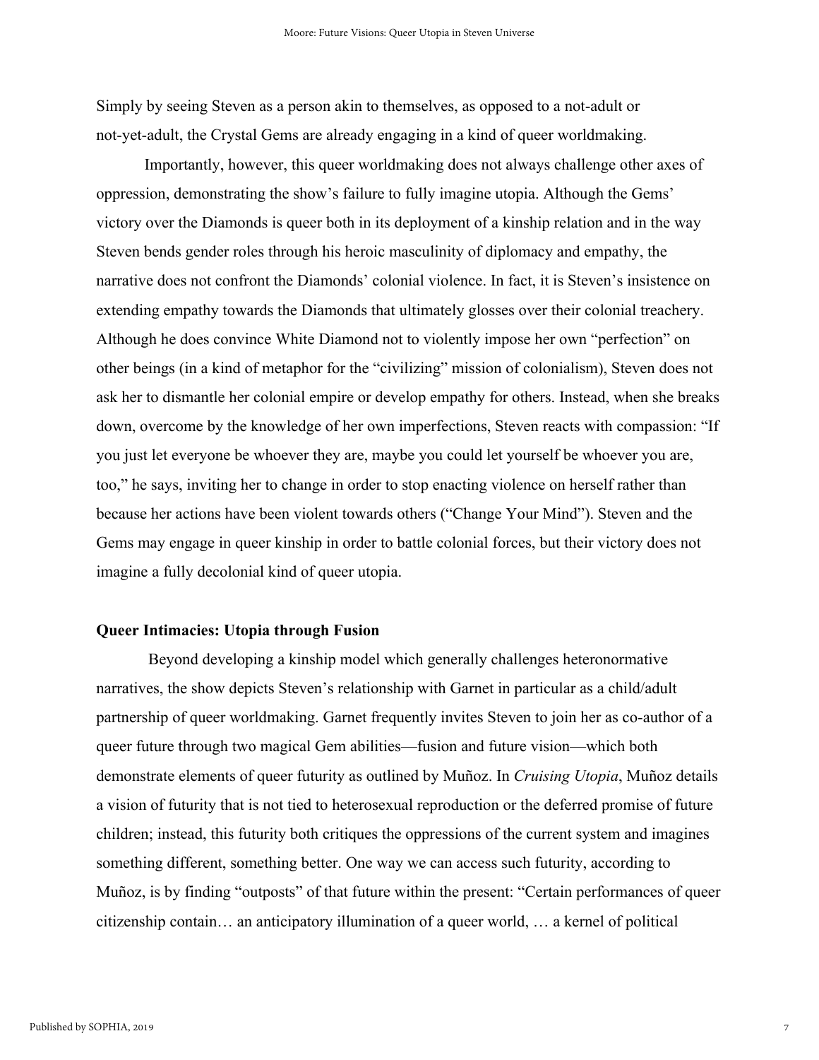Simply by seeing Steven as a person akin to themselves, as opposed to a not-adult or not-yet-adult, the Crystal Gems are already engaging in a kind of queer worldmaking.

Importantly, however, this queer worldmaking does not always challenge other axes of oppression, demonstrating the show's failure to fully imagine utopia. Although the Gems' victory over the Diamonds is queer both in its deployment of a kinship relation and in the way Steven bends gender roles through his heroic masculinity of diplomacy and empathy, the narrative does not confront the Diamonds' colonial violence. In fact, it is Steven's insistence on extending empathy towards the Diamonds that ultimately glosses over their colonial treachery. Although he does convince White Diamond not to violently impose her own "perfection" on other beings (in a kind of metaphor for the "civilizing" mission of colonialism), Steven does not ask her to dismantle her colonial empire or develop empathy for others. Instead, when she breaks down, overcome by the knowledge of her own imperfections, Steven reacts with compassion: "If you just let everyone be whoever they are, maybe you could let yourself be whoever you are, too," he says, inviting her to change in order to stop enacting violence on herself rather than because her actions have been violent towards others ("Change Your Mind"). Steven and the Gems may engage in queer kinship in order to battle colonial forces, but their victory does not imagine a fully decolonial kind of queer utopia.

## Queer Intimacies: Utopia through Fusion

Beyond developing a kinship model which generally challenges heteronormative narratives, the show depicts Steven's relationship with Garnet in particular as a child/adult partnership of queer worldmaking. Garnet frequently invites Steven to join her as co-author of a queer future through two magical Gem abilities—fusion and future vision—which both demonstrate elements of queer futurity as outlined by Muñoz. In *Cruising Utopia*, Muñoz details a vision of futurity that is not tied to heterosexual reproduction or the deferred promise of future children; instead, this futurity both critiques the oppressions of the current system and imagines something different, something better. One way we can access such futurity, according to Muñoz, is by finding "outposts" of that future within the present: "Certain performances of queer citizenship contain… an anticipatory illumination of a queer world, … a kernel of political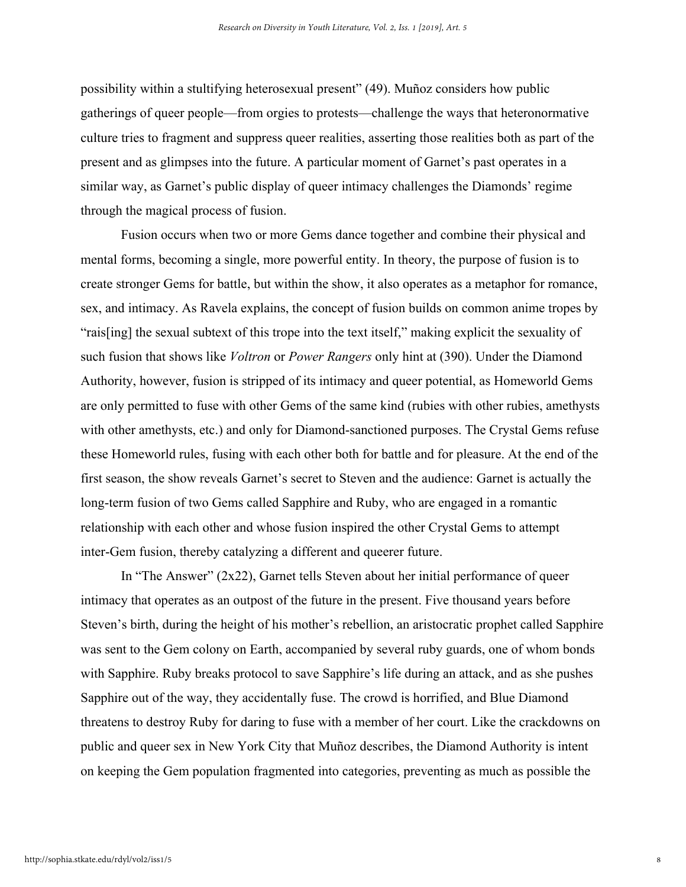possibility within a stultifying heterosexual present" (49). Muñoz considers how public gatherings of queer people—from orgies to protests—challenge the ways that heteronormative culture tries to fragment and suppress queer realities, asserting those realities both as part of the present and as glimpses into the future. A particular moment of Garnet's past operates in a similar way, as Garnet's public display of queer intimacy challenges the Diamonds' regime through the magical process of fusion.

Fusion occurs when two or more Gems dance together and combine their physical and mental forms, becoming a single, more powerful entity. In theory, the purpose of fusion is to create stronger Gems for battle, but within the show, it also operates as a metaphor for romance, sex, and intimacy. As Ravela explains, the concept of fusion builds on common anime tropes by "rais[ing] the sexual subtext of this trope into the text itself," making explicit the sexuality of such fusion that shows like *Voltron* or *Power Rangers* only hint at (390). Under the Diamond Authority, however, fusion is stripped of its intimacy and queer potential, as Homeworld Gems are only permitted to fuse with other Gems of the same kind (rubies with other rubies, amethysts with other amethysts, etc.) and only for Diamond-sanctioned purposes. The Crystal Gems refuse these Homeworld rules, fusing with each other both for battle and for pleasure. At the end of the first season, the show reveals Garnet's secret to Steven and the audience: Garnet is actually the long-term fusion of two Gems called Sapphire and Ruby, who are engaged in a romantic relationship with each other and whose fusion inspired the other Crystal Gems to attempt inter-Gem fusion, thereby catalyzing a different and queerer future.

In "The Answer" (2x22), Garnet tells Steven about her initial performance of queer intimacy that operates as an outpost of the future in the present. Five thousand years before Steven's birth, during the height of his mother's rebellion, an aristocratic prophet called Sapphire was sent to the Gem colony on Earth, accompanied by several ruby guards, one of whom bonds with Sapphire. Ruby breaks protocol to save Sapphire's life during an attack, and as she pushes Sapphire out of the way, they accidentally fuse. The crowd is horrified, and Blue Diamond threatens to destroy Ruby for daring to fuse with a member of her court. Like the crackdowns on public and queer sex in New York City that Muñoz describes, the Diamond Authority is intent on keeping the Gem population fragmented into categories, preventing as much as possible the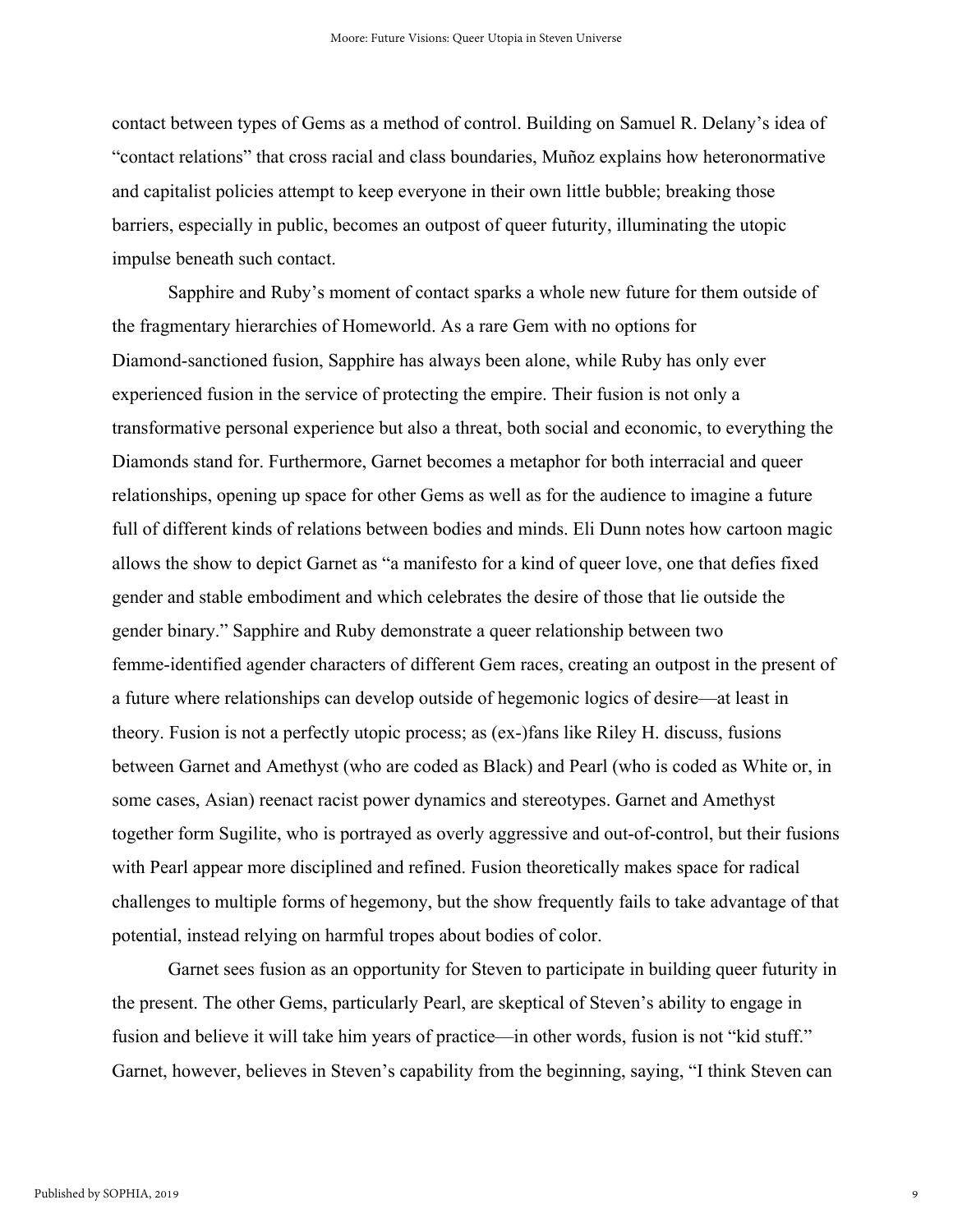contact between types of Gems as a method of control. Building on Samuel R. Delany's idea of "contact relations" that cross racial and class boundaries, Muñoz explains how heteronormative and capitalist policies attempt to keep everyone in their own little bubble; breaking those barriers, especially in public, becomes an outpost of queer futurity, illuminating the utopic impulse beneath such contact.

Sapphire and Ruby's moment of contact sparks a whole new future for them outside of the fragmentary hierarchies of Homeworld. As a rare Gem with no options for Diamond-sanctioned fusion, Sapphire has always been alone, while Ruby has only ever experienced fusion in the service of protecting the empire. Their fusion is not only a transformative personal experience but also a threat, both social and economic, to everything the Diamonds stand for. Furthermore, Garnet becomes a metaphor for both interracial and queer relationships, opening up space for other Gems as well as for the audience to imagine a future full of different kinds of relations between bodies and minds. Eli Dunn notes how cartoon magic allows the show to depict Garnet as "a manifesto for a kind of queer love, one that defies fixed gender and stable embodiment and which celebrates the desire of those that lie outside the gender binary." Sapphire and Ruby demonstrate a queer relationship between two femme-identified agender characters of different Gem races, creating an outpost in the present of a future where relationships can develop outside of hegemonic logics of desire—at least in theory. Fusion is not a perfectly utopic process; as (ex-)fans like Riley H. discuss, fusions between Garnet and Amethyst (who are coded as Black) and Pearl (who is coded as White or, in some cases, Asian) reenact racist power dynamics and stereotypes. Garnet and Amethyst together form Sugilite, who is portrayed as overly aggressive and out-of-control, but their fusions with Pearl appear more disciplined and refined. Fusion theoretically makes space for radical challenges to multiple forms of hegemony, but the show frequently fails to take advantage of that potential, instead relying on harmful tropes about bodies of color.

Garnet sees fusion as an opportunity for Steven to participate in building queer futurity in the present. The other Gems, particularly Pearl, are skeptical of Steven's ability to engage in fusion and believe it will take him years of practice—in other words, fusion is not "kid stuff." Garnet, however, believes in Steven's capability from the beginning, saying, "I think Steven can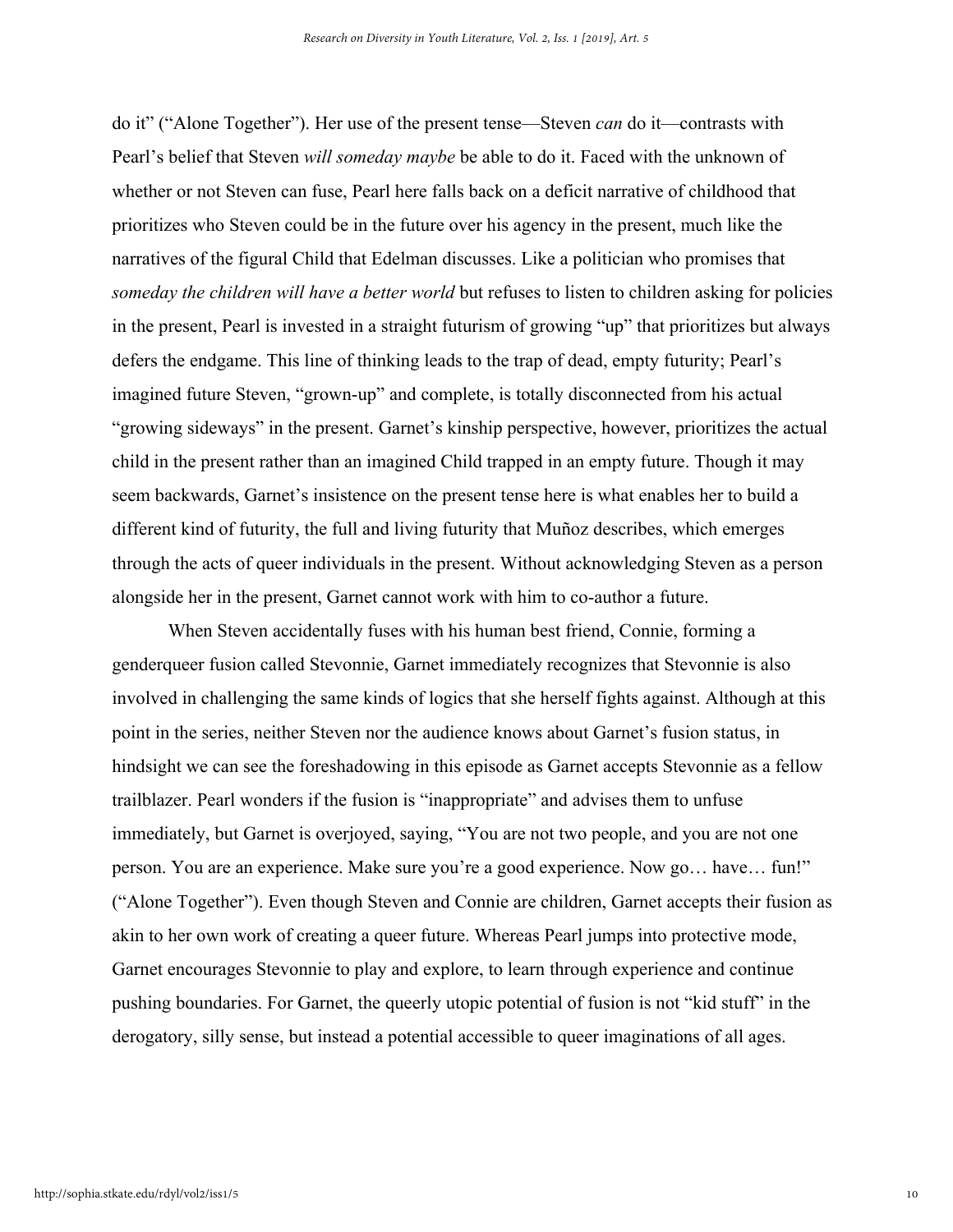do it" ("Alone Together"). Her use of the present tense—Steven *can* do it—contrasts with Pearl's belief that Steven *will someday maybe* be able to do it. Faced with the unknown of whether or not Steven can fuse, Pearl here falls back on a deficit narrative of childhood that prioritizes who Steven could be in the future over his agency in the present, much like the narratives of the figural Child that Edelman discusses. Like a politician who promises that *someday the children will have a better world* but refuses to listen to children asking for policies in the present, Pearl is invested in a straight futurism of growing "up" that prioritizes but always defers the endgame. This line of thinking leads to the trap of dead, empty futurity; Pearl's imagined future Steven, "grown-up" and complete, is totally disconnected from his actual "growing sideways" in the present. Garnet's kinship perspective, however, prioritizes the actual child in the present rather than an imagined Child trapped in an empty future. Though it may seem backwards, Garnet's insistence on the present tense here is what enables her to build a different kind of futurity, the full and living futurity that Muñoz describes, which emerges through the acts of queer individuals in the present. Without acknowledging Steven as a person alongside her in the present, Garnet cannot work with him to co-author a future.

When Steven accidentally fuses with his human best friend, Connie, forming a genderqueer fusion called Stevonnie, Garnet immediately recognizes that Stevonnie is also involved in challenging the same kinds of logics that she herself fights against. Although at this point in the series, neither Steven nor the audience knows about Garnet's fusion status, in hindsight we can see the foreshadowing in this episode as Garnet accepts Stevonnie as a fellow trailblazer. Pearl wonders if the fusion is "inappropriate" and advises them to unfuse immediately, but Garnet is overjoyed, saying, "You are not two people, and you are not one person. You are an experience. Make sure you're a good experience. Now go… have… fun!" ("Alone Together"). Even though Steven and Connie are children, Garnet accepts their fusion as akin to her own work of creating a queer future. Whereas Pearl jumps into protective mode, Garnet encourages Stevonnie to play and explore, to learn through experience and continue pushing boundaries. For Garnet, the queerly utopic potential of fusion is not "kid stuff" in the derogatory, silly sense, but instead a potential accessible to queer imaginations of all ages.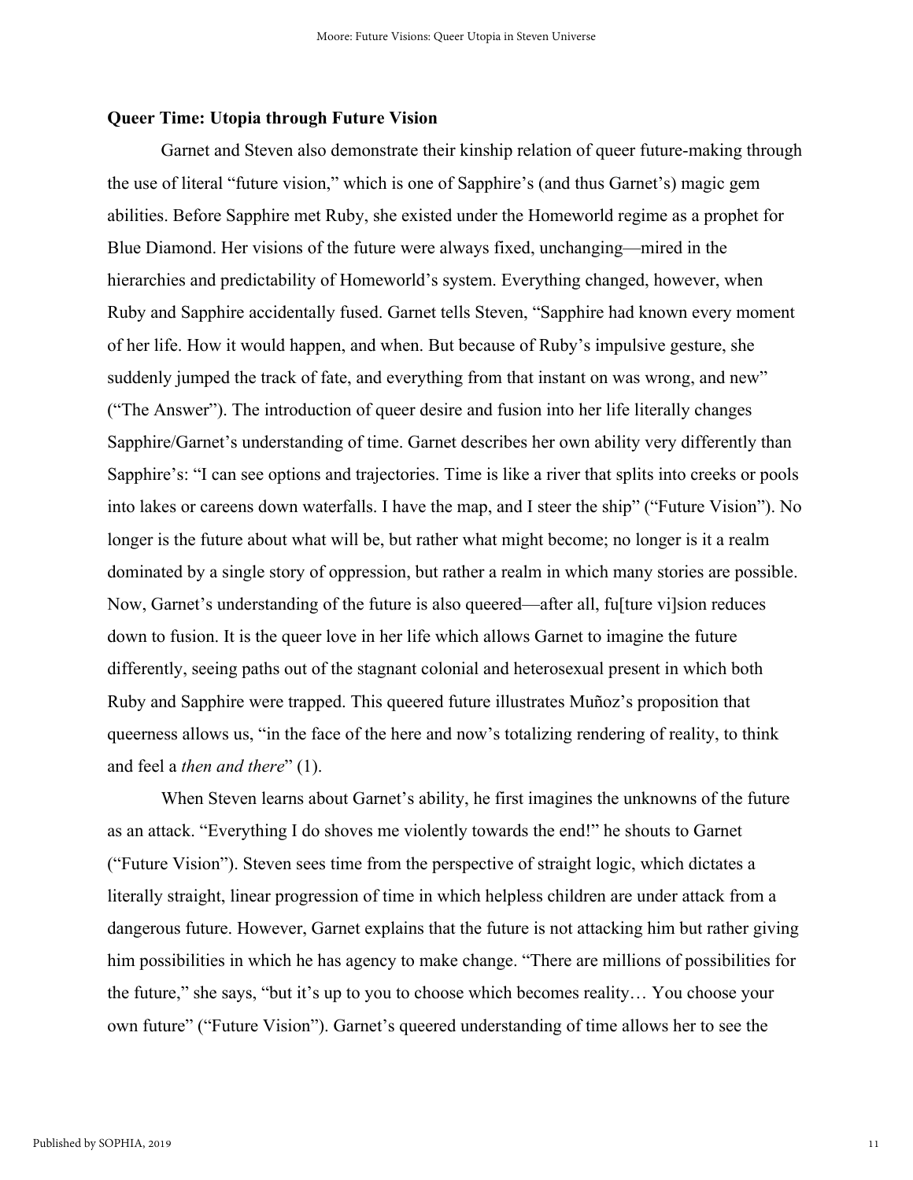### Queer Time: Utopia through Future Vision

Garnet and Steven also demonstrate their kinship relation of queer future-making through the use of literal "future vision," which is one of Sapphire's (and thus Garnet's) magic gem abilities. Before Sapphire met Ruby, she existed under the Homeworld regime as a prophet for Blue Diamond. Her visions of the future were always fixed, unchanging—mired in the hierarchies and predictability of Homeworld's system. Everything changed, however, when Ruby and Sapphire accidentally fused. Garnet tells Steven, "Sapphire had known every moment of her life. How it would happen, and when. But because of Ruby's impulsive gesture, she suddenly jumped the track of fate, and everything from that instant on was wrong, and new" ("The Answer"). The introduction of queer desire and fusion into her life literally changes Sapphire/Garnet's understanding of time. Garnet describes her own ability very differently than Sapphire's: "I can see options and trajectories. Time is like a river that splits into creeks or pools into lakes or careens down waterfalls. I have the map, and I steer the ship" ("Future Vision"). No longer is the future about what will be, but rather what might become; no longer is it a realm dominated by a single story of oppression, but rather a realm in which many stories are possible. Now, Garnet's understanding of the future is also queered—after all, fu[ture vi]sion reduces down to fusion. It is the queer love in her life which allows Garnet to imagine the future differently, seeing paths out of the stagnant colonial and heterosexual present in which both Ruby and Sapphire were trapped. This queered future illustrates Muñoz's proposition that queerness allows us, "in the face of the here and now's totalizing rendering of reality, to think and feel a *then and there*" (1).

When Steven learns about Garnet's ability, he first imagines the unknowns of the future as an attack. "Everything I do shoves me violently towards the end!" he shouts to Garnet ("Future Vision"). Steven sees time from the perspective of straight logic, which dictates a literally straight, linear progression of time in which helpless children are under attack from a dangerous future. However, Garnet explains that the future is not attacking him but rather giving him possibilities in which he has agency to make change. "There are millions of possibilities for the future," she says, "but it's up to you to choose which becomes reality… You choose your own future" ("Future Vision"). Garnet's queered understanding of time allows her to see the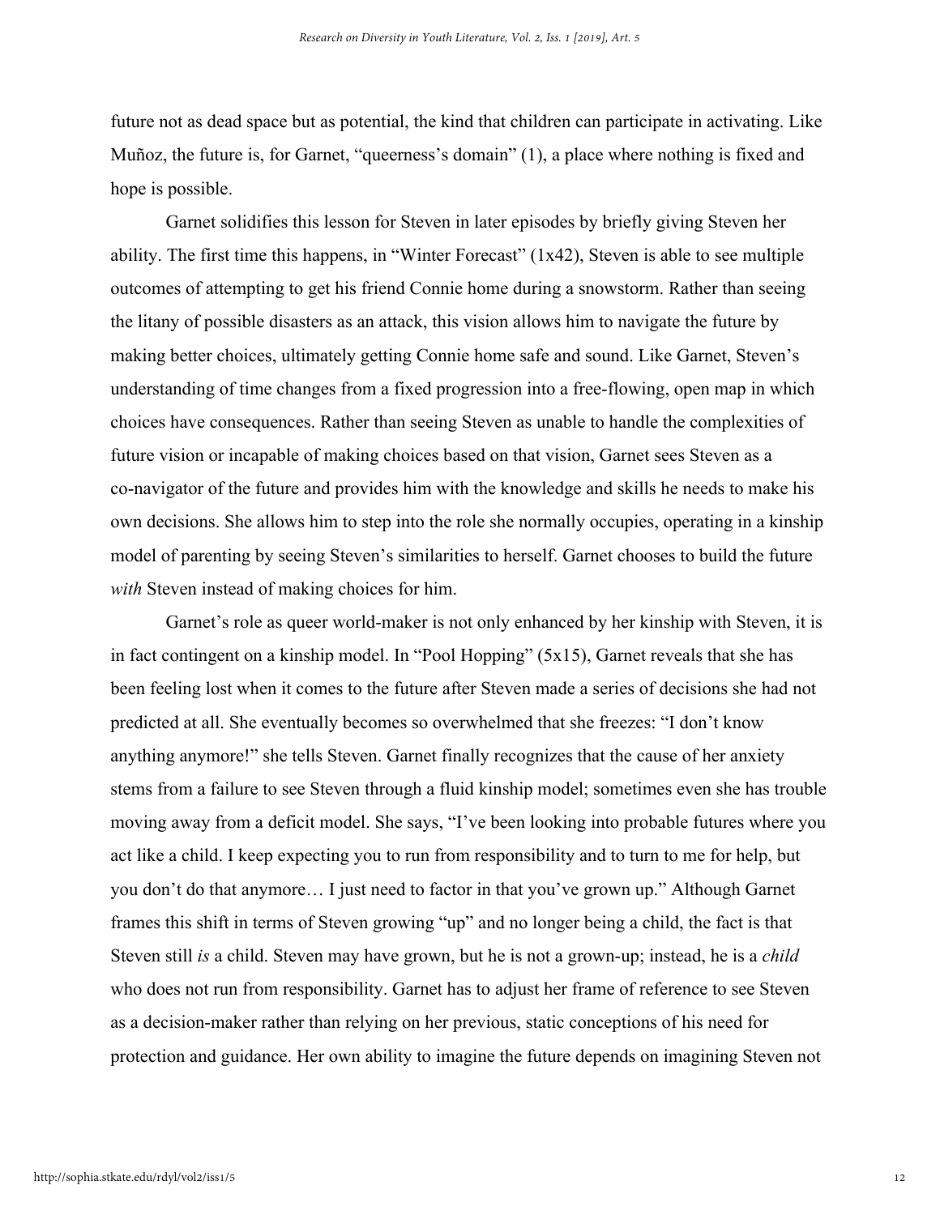future not as dead space but as potential, the kind that children can participate in activating. Like Muñoz, the future is, for Garnet, "queerness's domain" (1), a place where nothing is fixed and hope is possible.

Garnet solidifies this lesson for Steven in later episodes by briefly giving Steven her ability. The first time this happens, in "Winter Forecast" (1x42), Steven is able to see multiple outcomes of attempting to get his friend Connie home during a snowstorm. Rather than seeing the litany of possible disasters as an attack, this vision allows him to navigate the future by making better choices, ultimately getting Connie home safe and sound. Like Garnet, Steven's understanding of time changes from a fixed progression into a free-flowing, open map in which choices have consequences. Rather than seeing Steven as unable to handle the complexities of future vision or incapable of making choices based on that vision, Garnet sees Steven as a co-navigator of the future and provides him with the knowledge and skills he needs to make his own decisions. She allows him to step into the role she normally occupies, operating in a kinship model of parenting by seeing Steven's similarities to herself. Garnet chooses to build the future *with* Steven instead of making choices for him.

Garnet's role as queer world-maker is not only enhanced by her kinship with Steven, it is in fact contingent on a kinship model. In "Pool Hopping" (5x15), Garnet reveals that she has been feeling lost when it comes to the future after Steven made a series of decisions she had not predicted at all. She eventually becomes so overwhelmed that she freezes: "I don't know anything anymore!" she tells Steven. Garnet finally recognizes that the cause of her anxiety stems from a failure to see Steven through a fluid kinship model; sometimes even she has trouble moving away from a deficit model. She says, "I've been looking into probable futures where you act like a child. I keep expecting you to run from responsibility and to turn to me for help, but you don't do that anymore… I just need to factor in that you've grown up." Although Garnet frames this shift in terms of Steven growing "up" and no longer being a child, the fact is that Steven still *is* a child. Steven may have grown, but he is not a grown-up; instead, he is a *child* who does not run from responsibility. Garnet has to adjust her frame of reference to see Steven as a decision-maker rather than relying on her previous, static conceptions of his need for protection and guidance. Her own ability to imagine the future depends on imagining Steven not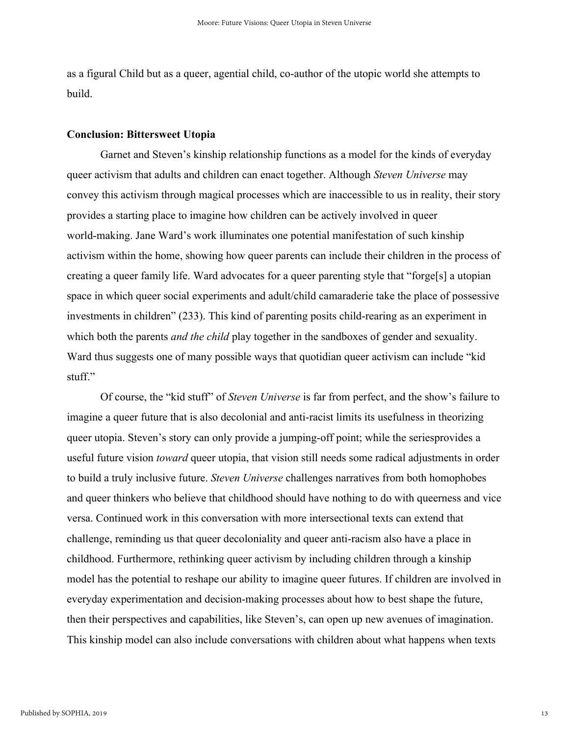as a figural Child but as a queer, agential child, co-author of the utopic world she attempts to build.

## Conclusion: Bittersweet Utopia

Garnet and Steven's kinship relationship functions as a model for the kinds of everyday queer activism that adults and children can enact together. Although *Steven Universe* may convey this activism through magical processes which are inaccessible to us in reality, their story provides a starting place to imagine how children can be actively involved in queer world-making. Jane Ward's work illuminates one potential manifestation of such kinship activism within the home, showing how queer parents can include their children in the process of creating a queer family life. Ward advocates for a queer parenting style that "forge[s] a utopian space in which queer social experiments and adult/child camaraderie take the place of possessive investments in children" (233). This kind of parenting posits child-rearing as an experiment in which both the parents *and the child* play together in the sandboxes of gender and sexuality. Ward thus suggests one of many possible ways that quotidian queer activism can include "kid stuff."

Of course, the "kid stuff" of *Steven Universe* is far from perfect, and the show's failure to imagine a queer future that is also decolonial and anti-racist limits its usefulness in theorizing queer utopia. Steven's story can only provide a jumping-off point; while the seriesprovides a useful future vision *toward* queer utopia, that vision still needs some radical adjustments in order to build a truly inclusive future. *Steven Universe* challenges narratives from both homophobes and queer thinkers who believe that childhood should have nothing to do with queerness and vice versa. Continued work in this conversation with more intersectional texts can extend that challenge, reminding us that queer decoloniality and queer anti-racism also have a place in childhood. Furthermore, rethinking queer activism by including children through a kinship model has the potential to reshape our ability to imagine queer futures. If children are involved in everyday experimentation and decision-making processes about how to best shape the future, then their perspectives and capabilities, like Steven's, can open up new avenues of imagination. This kinship model can also include conversations with children about what happens when texts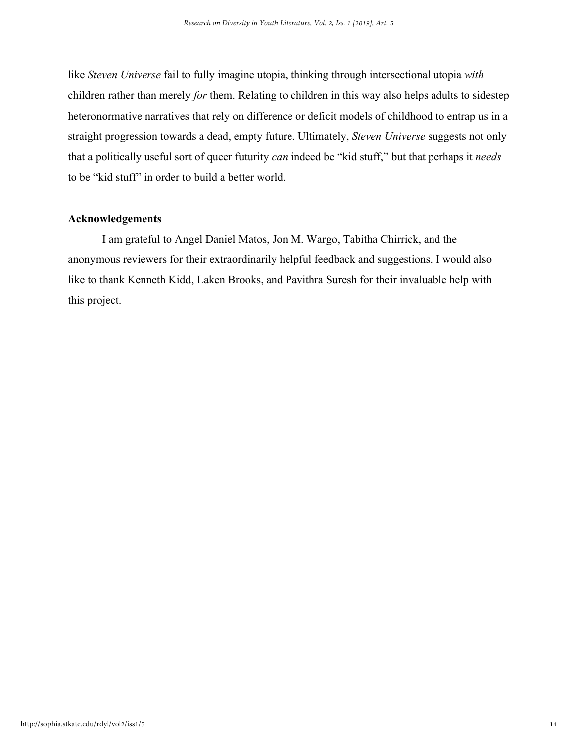like *Steven Universe* fail to fully imagine utopia, thinking through intersectional utopia *with* children rather than merely *for* them. Relating to children in this way also helps adults to sidestep heteronormative narratives that rely on difference or deficit models of childhood to entrap us in a straight progression towards a dead, empty future. Ultimately, *Steven Universe* suggests not only that a politically useful sort of queer futurity *can* indeed be "kid stuff," but that perhaps it *needs* to be "kid stuff" in order to build a better world.

## Acknowledgements

I am grateful to Angel Daniel Matos, Jon M. Wargo, Tabitha Chirrick, and the anonymous reviewers for their extraordinarily helpful feedback and suggestions. I would also like to thank Kenneth Kidd, Laken Brooks, and Pavithra Suresh for their invaluable help with this project.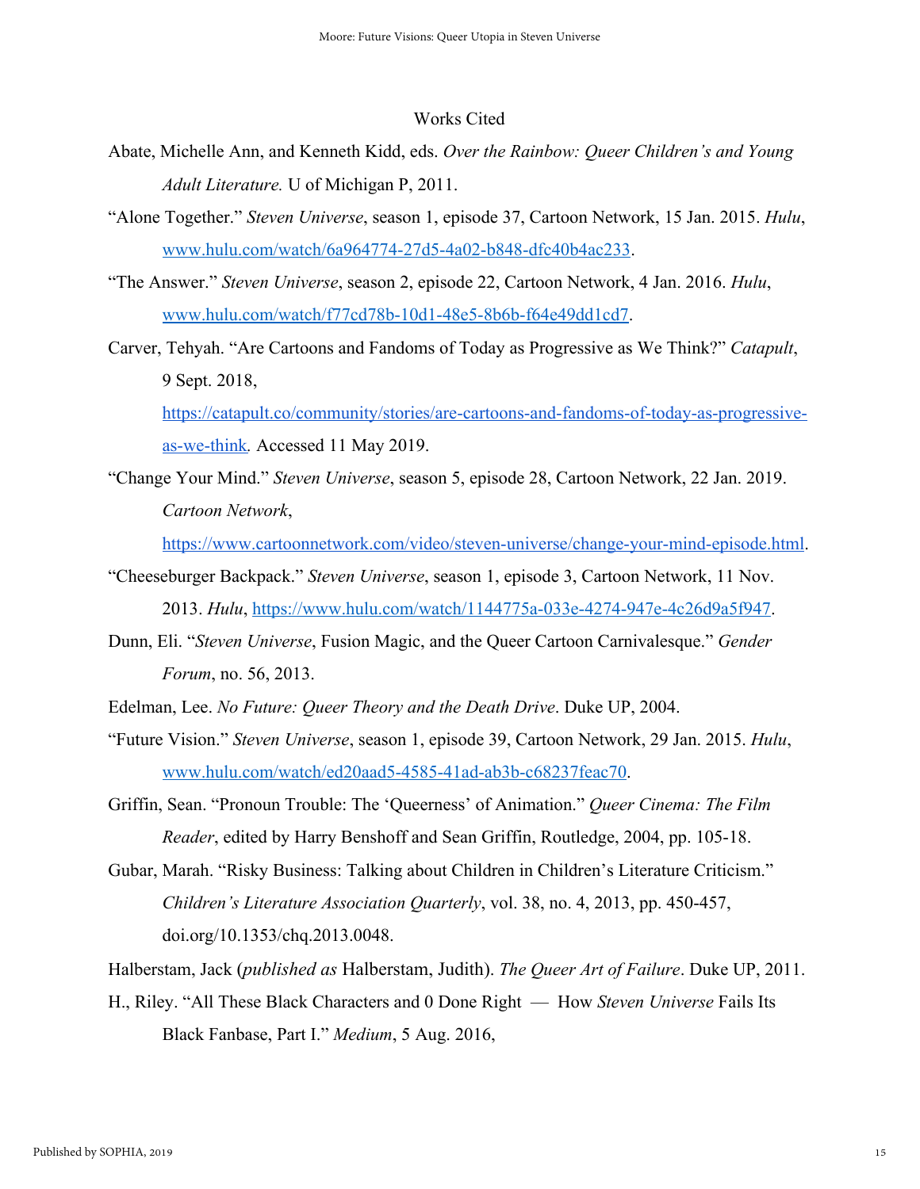## Works Cited

Abate, Michelle Ann, and Kenneth Kidd, eds. *Over the Rainbow: Queer Children's and Young Adult Literature.* U of Michigan P, 2011.

"Alone Together." *Steven Universe*, season 1, episode 37, Cartoon Network, 15 Jan. 2015. *Hulu*, www.hulu.com/watch/6a964774-27d5-4a02-b848-dfc40b4ac233.

"The Answer." *Steven Universe*, season 2, episode 22, Cartoon Network, 4 Jan. 2016. *Hulu*, www.hulu.com/watch/f77cd78b-10d1-48e5-8b6b-f64e49dd1cd7.

Carver, Tehyah. "Are Cartoons and Fandoms of Today as Progressive as We Think?" *Catapult*, 9 Sept. 2018, https://catapult.co/community/stories/are-cartoons-and-fandoms-of-today-as-progressive-as-we-think. Accessed 11 May 2019.

"Change Your Mind." *Steven Universe*, season 5, episode 28, Cartoon Network, 22 Jan. 2019. *Cartoon Network*, https://www.cartoonnetwork.com/video/steven-universe/change-your-mind-episode.html.

"Cheeseburger Backpack." *Steven Universe*, season 1, episode 3, Cartoon Network, 11 Nov. 2013. *Hulu*, https://www.hulu.com/watch/1144775a-033e-4274-947e-4c26d9a5f947.

Dunn, Eli. "*Steven Universe*, Fusion Magic, and the Queer Cartoon Carnivalesque." *Gender Forum*, no. 56, 2013.

Edelman, Lee. *No Future: Queer Theory and the Death Drive*. Duke UP, 2004.

"Future Vision." *Steven Universe*, season 1, episode 39, Cartoon Network, 29 Jan. 2015. *Hulu*, www.hulu.com/watch/ed20aad5-4585-41ad-ab3b-c68237feac70.

Griffin, Sean. "Pronoun Trouble: The 'Queerness' of Animation." *Queer Cinema: The Film Reader*, edited by Harry Benshoff and Sean Griffin, Routledge, 2004, pp. 105-18.

Gubar, Marah. "Risky Business: Talking about Children in Children's Literature Criticism." *Children's Literature Association Quarterly*, vol. 38, no. 4, 2013, pp. 450-457, doi.org/10.1353/chq.2013.0048.

Halberstam, Jack (*published as* Halberstam, Judith). *The Queer Art of Failure*. Duke UP, 2011.

H., Riley. "All These Black Characters and 0 Done Right — How *Steven Universe* Fails Its Black Fanbase, Part I." *Medium*, 5 Aug. 2016,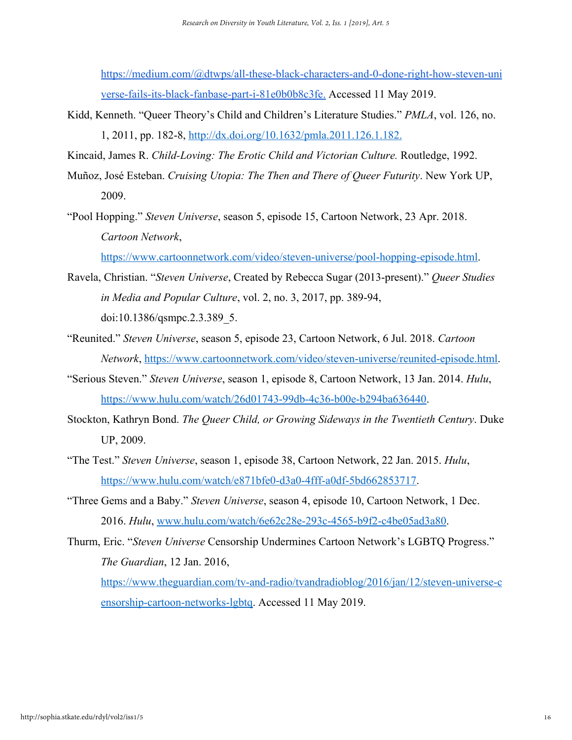https://medium.com/@dtwps/all-these-black-characters-and-0-done-right-how-steven-universe-fails-its-black-fanbase-part-i-81e0b0b8c3fe. Accessed 11 May 2019.

Kidd, Kenneth. "Queer Theory's Child and Children's Literature Studies." *PMLA*, vol. 126, no. 1, 2011, pp. 182-8, http://dx.doi.org/10.1632/pmla.2011.126.1.182.

Kincaid, James R. *Child-Loving: The Erotic Child and Victorian Culture.* Routledge, 1992.

Muñoz, José Esteban. *Cruising Utopia: The Then and There of Queer Futurity*. New York UP, 2009.

"Pool Hopping." *Steven Universe*, season 5, episode 15, Cartoon Network, 23 Apr. 2018. *Cartoon Network*, https://www.cartoonnetwork.com/video/steven-universe/pool-hopping-episode.html.

Ravela, Christian. "*Steven Universe*, Created by Rebecca Sugar (2013-present)." *Queer Studies in Media and Popular Culture*, vol. 2, no. 3, 2017, pp. 389-94, doi:10.1386/qsmpc.2.3.389_5.

"Reunited." *Steven Universe*, season 5, episode 23, Cartoon Network, 6 Jul. 2018. *Cartoon Network*, https://www.cartoonnetwork.com/video/steven-universe/reunited-episode.html.

"Serious Steven." *Steven Universe*, season 1, episode 8, Cartoon Network, 13 Jan. 2014. *Hulu*, https://www.hulu.com/watch/26d01743-99db-4c36-b00e-b294ba636440.

Stockton, Kathryn Bond. *The Queer Child, or Growing Sideways in the Twentieth Century*. Duke UP, 2009.

"The Test." *Steven Universe*, season 1, episode 38, Cartoon Network, 22 Jan. 2015. *Hulu*, https://www.hulu.com/watch/e871bfe0-d3a0-4fff-a0df-5bd662853717.

"Three Gems and a Baby." *Steven Universe*, season 4, episode 10, Cartoon Network, 1 Dec. 2016. *Hulu*, www.hulu.com/watch/6e62c28e-293c-4565-b9f2-c4be05ad3a80.

Thurm, Eric. "*Steven Universe* Censorship Undermines Cartoon Network's LGBTQ Progress." *The Guardian*, 12 Jan. 2016, https://www.theguardian.com/tv-and-radio/tvandradioblog/2016/jan/12/steven-universe-censorship-cartoon-networks-lgbtq. Accessed 11 May 2019.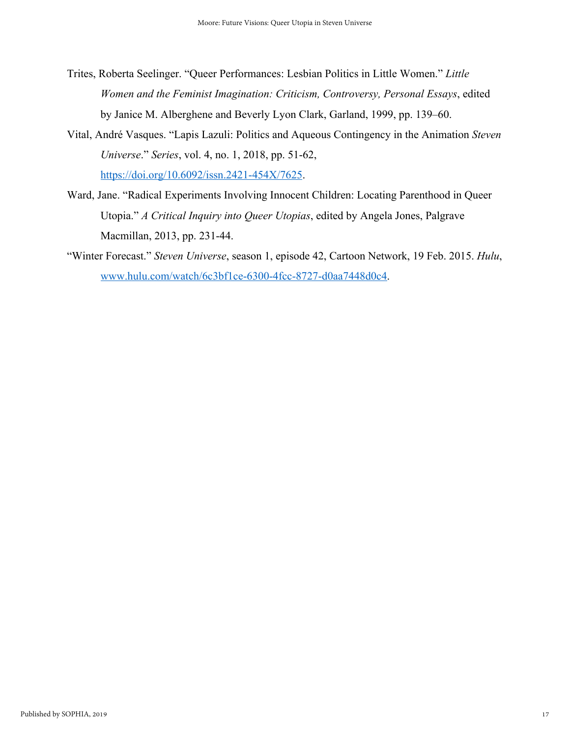Trites, Roberta Seelinger. "Queer Performances: Lesbian Politics in Little Women." *Little Women and the Feminist Imagination: Criticism, Controversy, Personal Essays*, edited by Janice M. Alberghene and Beverly Lyon Clark, Garland, 1999, pp. 139–60.

Vital, André Vasques. "Lapis Lazuli: Politics and Aqueous Contingency in the Animation *Steven Universe*." *Series*, vol. 4, no. 1, 2018, pp. 51-62, https://doi.org/10.6092/issn.2421-454X/7625.

Ward, Jane. "Radical Experiments Involving Innocent Children: Locating Parenthood in Queer Utopia." *A Critical Inquiry into Queer Utopias*, edited by Angela Jones, Palgrave Macmillan, 2013, pp. 231-44.

"Winter Forecast." *Steven Universe*, season 1, episode 42, Cartoon Network, 19 Feb. 2015. *Hulu*, www.hulu.com/watch/6c3bf1ce-6300-4fcc-8727-d0aa7448d0c4.